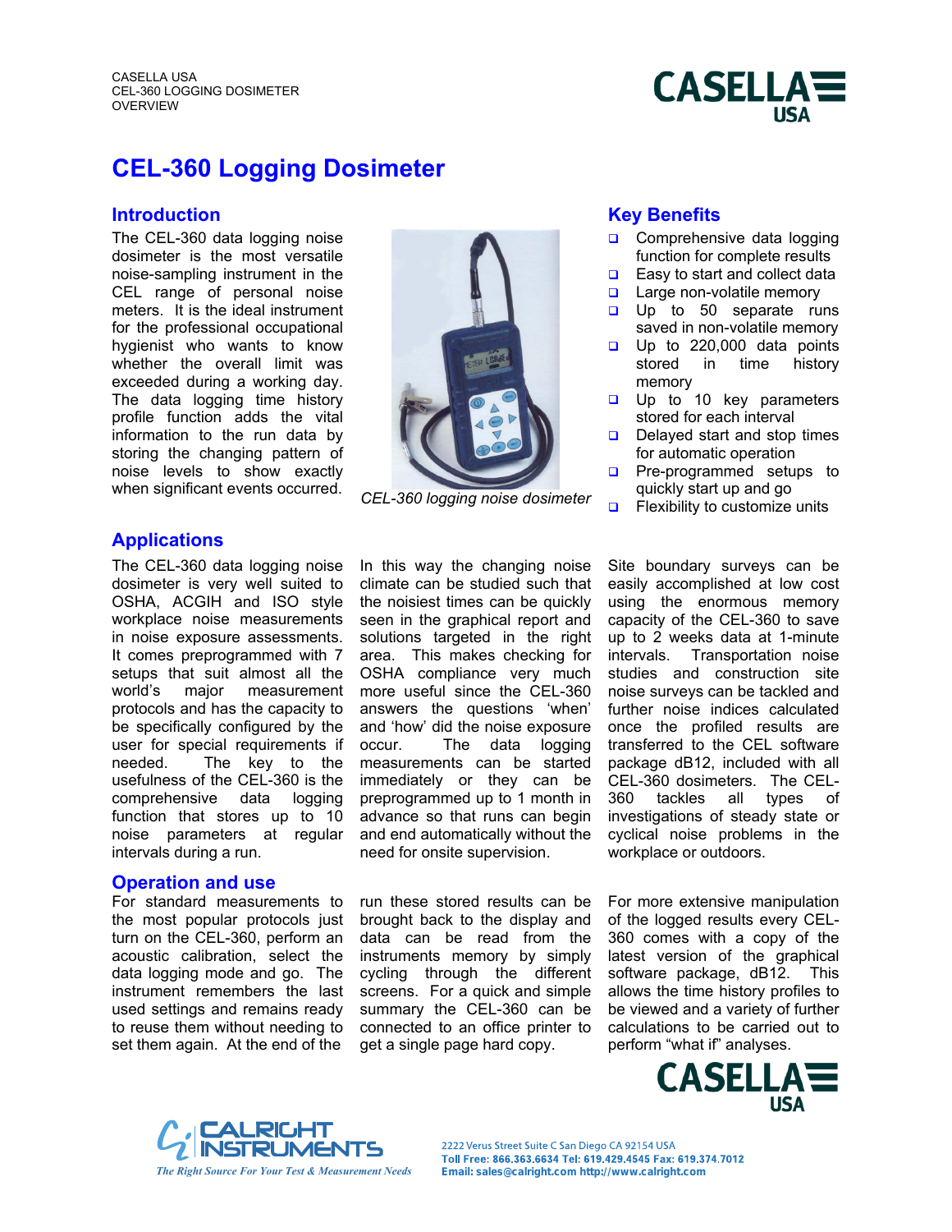CASELLA USA
CEL-360 LOGGING DOSIMETER
OVERVIEW

# CEL-360 Logging Dosimeter

## Introduction

The CEL-360 data logging noise dosimeter is the most versatile noise-sampling instrument in the CEL range of personal noise meters. It is the ideal instrument for the professional occupational hygienist who wants to know whether the overall limit was exceeded during a working day. The data logging time history profile function adds the vital information to the run data by storing the changing pattern of noise levels to show exactly when significant events occurred.

*CEL-360 logging noise dosimeter*

## Key Benefits

- Comprehensive data logging function for complete results
- Easy to start and collect data
- Large non-volatile memory
- Up to 50 separate runs saved in non-volatile memory
- Up to 220,000 data points stored in time history memory
- Up to 10 key parameters stored for each interval
- Delayed start and stop times for automatic operation
- Pre-programmed setups to quickly start up and go
- Flexibility to customize units

## Applications

The CEL-360 data logging noise dosimeter is very well suited to OSHA, ACGIH and ISO style workplace noise measurements in noise exposure assessments. It comes preprogrammed with 7 setups that suit almost all the world's major measurement protocols and has the capacity to be specifically configured by the user for special requirements if needed. The key to the usefulness of the CEL-360 is the comprehensive data logging function that stores up to 10 noise parameters at regular intervals during a run.

In this way the changing noise climate can be studied such that the noisiest times can be quickly seen in the graphical report and solutions targeted in the right area. This makes checking for OSHA compliance very much more useful since the CEL-360 answers the questions 'when' and 'how' did the noise exposure occur. The data logging measurements can be started immediately or they can be preprogrammed up to 1 month in advance so that runs can begin and end automatically without the need for onsite supervision.

Site boundary surveys can be easily accomplished at low cost using the enormous memory capacity of the CEL-360 to save up to 2 weeks data at 1-minute intervals. Transportation noise studies and construction site noise surveys can be tackled and further noise indices calculated once the profiled results are transferred to the CEL software package dB12, included with all CEL-360 dosimeters. The CEL-360 tackles all types of investigations of steady state or cyclical noise problems in the workplace or outdoors.

## Operation and use

For standard measurements to the most popular protocols just turn on the CEL-360, perform an acoustic calibration, select the data logging mode and go. The instrument remembers the last used settings and remains ready to reuse them without needing to set them again. At the end of the run these stored results can be brought back to the display and data can be read from the instruments memory by simply cycling through the different screens. For a quick and simple summary the CEL-360 can be connected to an office printer to get a single page hard copy.

For more extensive manipulation of the logged results every CEL-360 comes with a copy of the latest version of the graphical software package, dB12. This allows the time history profiles to be viewed and a variety of further calculations to be carried out to perform "what if" analyses.

CALRIGHT INSTRUMENTS
*The Right Source For Your Test & Measurement Needs*

2222 Verus Street Suite C San Diego CA 92154 USA
**Toll Free: 866.363.6634 Tel: 619.429.4545 Fax: 619.374.7012**
**Email: sales@calright.com http://www.calright.com**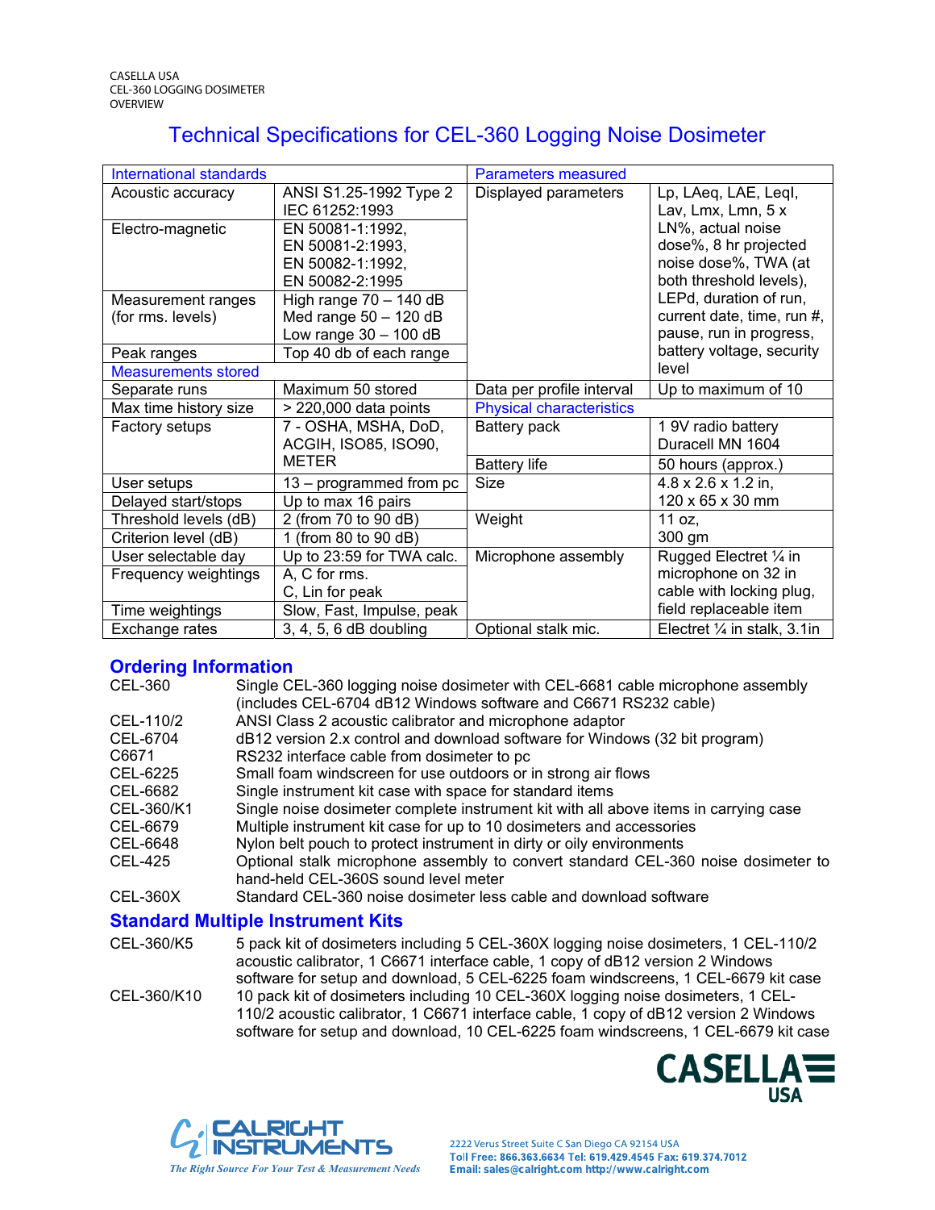# Technical Specifications for CEL-360 Logging Noise Dosimeter

| International standards | | Parameters measured | |
|---|---|---|---|
| Acoustic accuracy | ANSI S1.25-1992 Type 2 IEC 61252:1993 | Displayed parameters | Lp, LAeq, LAE, LeqI, Lav, Lmx, Lmn, 5 x LN%, actual noise dose%, 8 hr projected noise dose%, TWA (at both threshold levels), LEPd, duration of run, current date, time, run #, pause, run in progress, battery voltage, security level |
| Electro-magnetic | EN 50081-1:1992, EN 50081-2:1993, EN 50082-1:1992, EN 50082-2:1995 | | |
| Measurement ranges (for rms. levels) | High range 70 – 140 dB Med range 50 – 120 dB Low range 30 – 100 dB | | |
| Peak ranges | Top 40 db of each range | | |
| Measurements stored | | | |
| Separate runs | Maximum 50 stored | Data per profile interval | Up to maximum of 10 |
| Max time history size | > 220,000 data points | Physical characteristics | |
| Factory setups | 7 - OSHA, MSHA, DoD, ACGIH, ISO85, ISO90, METER | Battery pack | 1 9V radio battery Duracell MN 1604 |
| | | Battery life | 50 hours (approx.) |
| User setups | 13 – programmed from pc | Size | 4.8 x 2.6 x 1.2 in, 120 x 65 x 30 mm |
| Delayed start/stops | Up to max 16 pairs | | |
| Threshold levels (dB) | 2 (from 70 to 90 dB) | Weight | 11 oz, 300 gm |
| Criterion level (dB) | 1 (from 80 to 90 dB) | | |
| User selectable day | Up to 23:59 for TWA calc. | Microphone assembly | Rugged Electret ¼ in microphone on 32 in cable with locking plug, field replaceable item |
| Frequency weightings | A, C for rms. C, Lin for peak | | |
| Time weightings | Slow, Fast, Impulse, peak | | |
| Exchange rates | 3, 4, 5, 6 dB doubling | Optional stalk mic. | Electret ¼ in stalk, 3.1in |

## Ordering Information

| | |
|---|---|
| CEL-360 | Single CEL-360 logging noise dosimeter with CEL-6681 cable microphone assembly (includes CEL-6704 dB12 Windows software and C6671 RS232 cable) |
| CEL-110/2 | ANSI Class 2 acoustic calibrator and microphone adaptor |
| CEL-6704 | dB12 version 2.x control and download software for Windows (32 bit program) |
| C6671 | RS232 interface cable from dosimeter to pc |
| CEL-6225 | Small foam windscreen for use outdoors or in strong air flows |
| CEL-6682 | Single instrument kit case with space for standard items |
| CEL-360/K1 | Single noise dosimeter complete instrument kit with all above items in carrying case |
| CEL-6679 | Multiple instrument kit case for up to 10 dosimeters and accessories |
| CEL-6648 | Nylon belt pouch to protect instrument in dirty or oily environments |
| CEL-425 | Optional stalk microphone assembly to convert standard CEL-360 noise dosimeter to hand-held CEL-360S sound level meter |
| CEL-360X | Standard CEL-360 noise dosimeter less cable and download software |

## Standard Multiple Instrument Kits

| | |
|---|---|
| CEL-360/K5 | 5 pack kit of dosimeters including 5 CEL-360X logging noise dosimeters, 1 CEL-110/2 acoustic calibrator, 1 C6671 interface cable, 1 copy of dB12 version 2 Windows software for setup and download, 5 CEL-6225 foam windscreens, 1 CEL-6679 kit case |
| CEL-360/K10 | 10 pack kit of dosimeters including 10 CEL-360X logging noise dosimeters, 1 CEL-110/2 acoustic calibrator, 1 C6671 interface cable, 1 copy of dB12 version 2 Windows software for setup and download, 10 CEL-6225 foam windscreens, 1 CEL-6679 kit case |

CASELLA USA

CALRIGHT INSTRUMENTS
*The Right Source For Your Test & Measurement Needs*

2222 Verus Street Suite C San Diego CA 92154 USA
Toll Free: 866.363.6634 Tel: 619.429.4545 Fax: 619.374.7012
Email: sales@calright.com http://www.calright.com